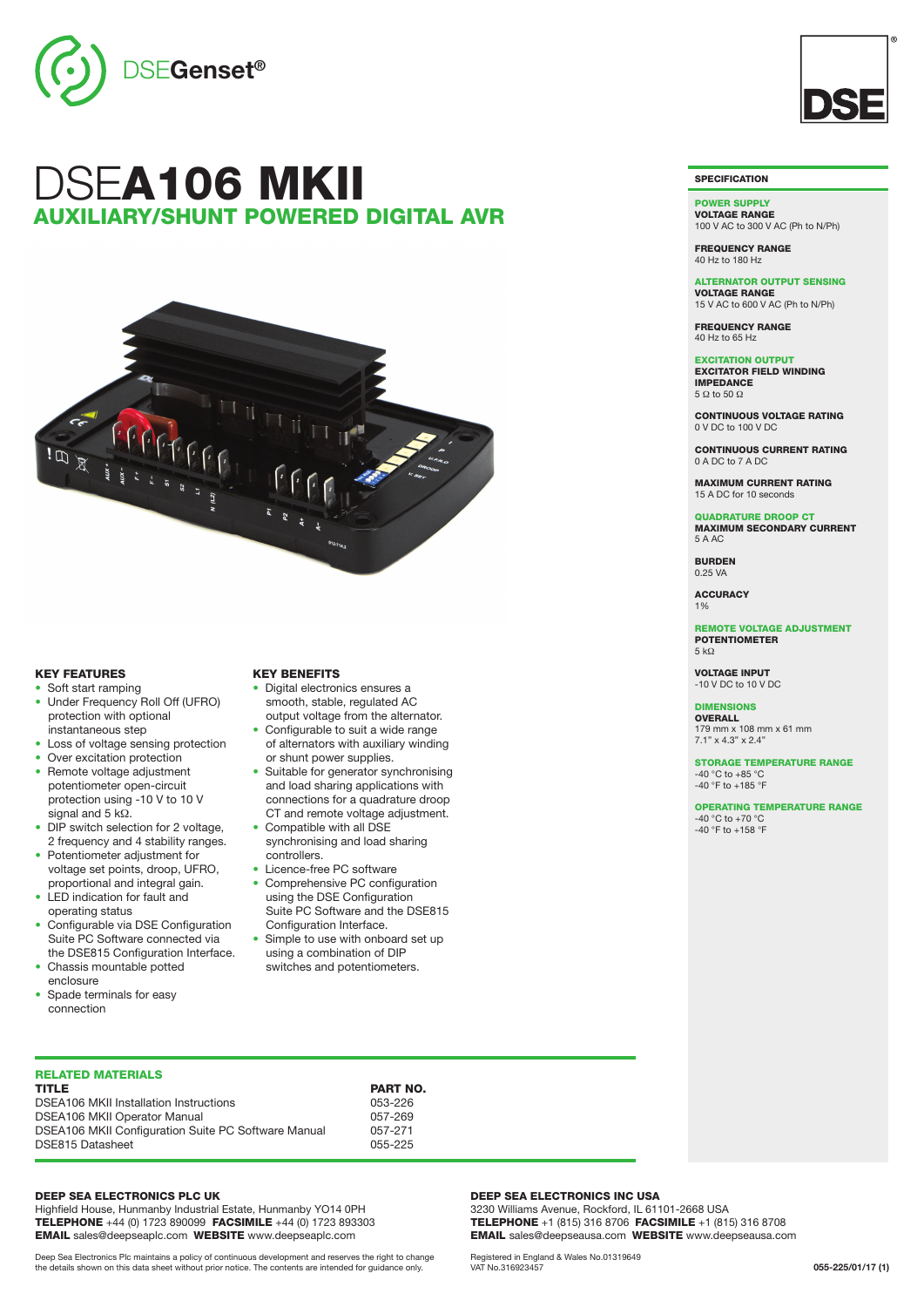# DSEA106 MKII

## AUXILIARY/SHUNT POWERED DIGITAL AVR

### KEY FEATURES

- Soft start ramping
- Under Frequency Roll Off (UFRO) protection with optional instantaneous step
- Loss of voltage sensing protection
- Over excitation protection
- Remote voltage adjustment potentiometer open-circuit protection using -10 V to 10 V signal and 5 kΩ.
- DIP switch selection for 2 voltage, 2 frequency and 4 stability ranges.
- Potentiometer adjustment for voltage set points, droop, UFRO, proportional and integral gain.
- LED indication for fault and operating status
- Configurable via DSE Configuration Suite PC Software connected via the DSE815 Configuration Interface.
- Chassis mountable potted enclosure
- Spade terminals for easy connection

### KEY BENEFITS

- Digital electronics ensures a smooth, stable, regulated AC output voltage from the alternator.
- Configurable to suit a wide range of alternators with auxiliary winding or shunt power supplies.
- Suitable for generator synchronising and load sharing applications with connections for a quadrature droop CT and remote voltage adjustment.
- Compatible with all DSE synchronising and load sharing controllers.
- Licence-free PC software
- Comprehensive PC configuration using the DSE Configuration Suite PC Software and the DSE815 Configuration Interface.
- Simple to use with onboard set up using a combination of DIP switches and potentiometers.

### RELATED MATERIALS

| TITLE | PART NO. |
|---|---|
| DSEA106 MKII Installation Instructions | 053-226 |
| DSEA106 MKII Operator Manual | 057-269 |
| DSEA106 MKII Configuration Suite PC Software Manual | 057-271 |
| DSE815 Datasheet | 055-225 |

### SPECIFICATION

**POWER SUPPLY**

**VOLTAGE RANGE**
100 V AC to 300 V AC (Ph to N/Ph)

**FREQUENCY RANGE**
40 Hz to 180 Hz

**ALTERNATOR OUTPUT SENSING**

**VOLTAGE RANGE**
15 V AC to 600 V AC (Ph to N/Ph)

**FREQUENCY RANGE**
40 Hz to 65 Hz

**EXCITATION OUTPUT**

**EXCITATOR FIELD WINDING IMPEDANCE**
5 Ω to 50 Ω

**CONTINUOUS VOLTAGE RATING**
0 V DC to 100 V DC

**CONTINUOUS CURRENT RATING**
0 A DC to 7 A DC

**MAXIMUM CURRENT RATING**
15 A DC for 10 seconds

**QUADRATURE DROOP CT**

**MAXIMUM SECONDARY CURRENT**
5 A AC

**BURDEN**
0.25 VA

**ACCURACY**
1%

**REMOTE VOLTAGE ADJUSTMENT**

**POTENTIOMETER**
5 kΩ

**VOLTAGE INPUT**
-10 V DC to 10 V DC

**DIMENSIONS**

**OVERALL**
179 mm x 108 mm x 61 mm
7.1" x 4.3" x 2.4"

**STORAGE TEMPERATURE RANGE**
-40 °C to +85 °C
-40 °F to +185 °F

**OPERATING TEMPERATURE RANGE**
-40 °C to +70 °C
-40 °F to +158 °F

**DEEP SEA ELECTRONICS PLC UK**
Highfield House, Hunmanby Industrial Estate, Hunmanby YO14 0PH
**TELEPHONE** +44 (0) 1723 890099 **FACSIMILE** +44 (0) 1723 893303
**EMAIL** sales@deepseaplc.com **WEBSITE** www.deepseaplc.com

**DEEP SEA ELECTRONICS INC USA**
3230 Williams Avenue, Rockford, IL 61101-2668 USA
**TELEPHONE** +1 (815) 316 8706 **FACSIMILE** +1 (815) 316 8708
**EMAIL** sales@deepseausa.com **WEBSITE** www.deepseausa.com

Deep Sea Electronics Plc maintains a policy of continuous development and reserves the right to change the details shown on this data sheet without prior notice. The contents are intended for guidance only.

Registered in England & Wales No.01319649
VAT No.316923457

055-225/01/17 (1)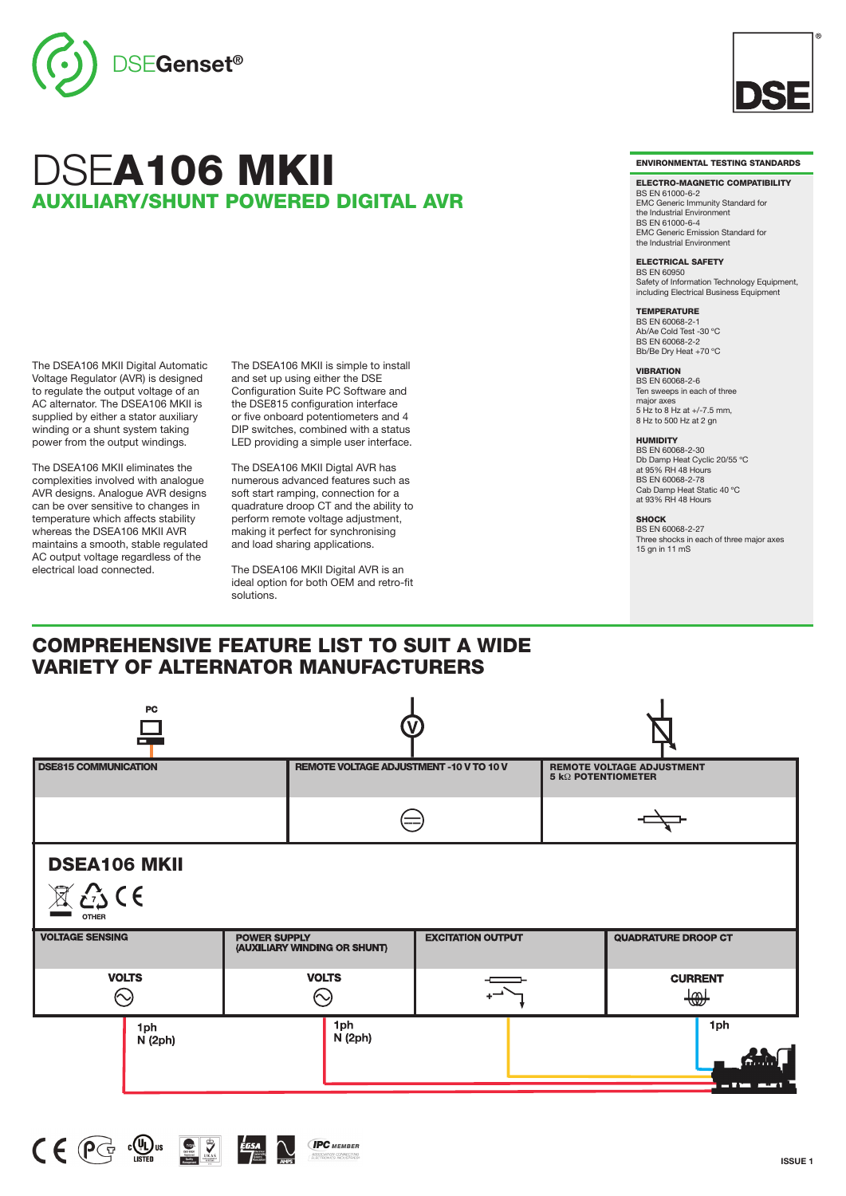# DSEA106 MKII

## AUXILIARY/SHUNT POWERED DIGITAL AVR

The DSEA106 MKII Digital Automatic Voltage Regulator (AVR) is designed to regulate the output voltage of an AC alternator. The DSEA106 MKII is supplied by either a stator auxiliary winding or a shunt system taking power from the output windings.

The DSEA106 MKII eliminates the complexities involved with analogue AVR designs. Analogue AVR designs can be over sensitive to changes in temperature which affects stability whereas the DSEA106 MKII AVR maintains a smooth, stable regulated AC output voltage regardless of the electrical load connected.

The DSEA106 MKII is simple to install and set up using either the DSE Configuration Suite PC Software and the DSE815 configuration interface or five onboard potentiometers and 4 DIP switches, combined with a status LED providing a simple user interface.

The DSEA106 MKII Digtal AVR has numerous advanced features such as soft start ramping, connection for a quadrature droop CT and the ability to perform remote voltage adjustment, making it perfect for synchronising and load sharing applications.

The DSEA106 MKII Digital AVR is an ideal option for both OEM and retro-fit solutions.

### ENVIRONMENTAL TESTING STANDARDS

**ELECTRO-MAGNETIC COMPATIBILITY**
BS EN 61000-6-2
EMC Generic Immunity Standard for the Industrial Environment
BS EN 61000-6-4
EMC Generic Emission Standard for the Industrial Environment

**ELECTRICAL SAFETY**
BS EN 60950
Safety of Information Technology Equipment, including Electrical Business Equipment

**TEMPERATURE**
BS EN 60068-2-1
Ab/Ae Cold Test -30 °C
BS EN 60068-2-2
Bb/Be Dry Heat +70 °C

**VIBRATION**
BS EN 60068-2-6
Ten sweeps in each of three major axes
5 Hz to 8 Hz at +/-7.5 mm,
8 Hz to 500 Hz at 2 gn

**HUMIDITY**
BS EN 60068-2-30
Db Damp Heat Cyclic 20/55 °C at 95% RH 48 Hours
BS EN 60068-2-78
Cab Damp Heat Static 40 °C at 93% RH 48 Hours

**SHOCK**
BS EN 60068-2-27
Three shocks in each of three major axes
15 gn in 11 mS

## COMPREHENSIVE FEATURE LIST TO SUIT A WIDE VARIETY OF ALTERNATOR MANUFACTURERS

PC

DSE815 COMMUNICATION

REMOTE VOLTAGE ADJUSTMENT -10 V TO 10 V

REMOTE VOLTAGE ADJUSTMENT 5 kΩ POTENTIOMETER

**DSEA106 MKII**

OTHER

VOLTAGE SENSING — VOLTS

POWER SUPPLY (AUXILIARY WINDING OR SHUNT) — VOLTS

EXCITATION OUTPUT

QUADRATURE DROOP CT — CURRENT

1ph
N (2ph)

1ph
N (2ph)

1ph

ISSUE 1